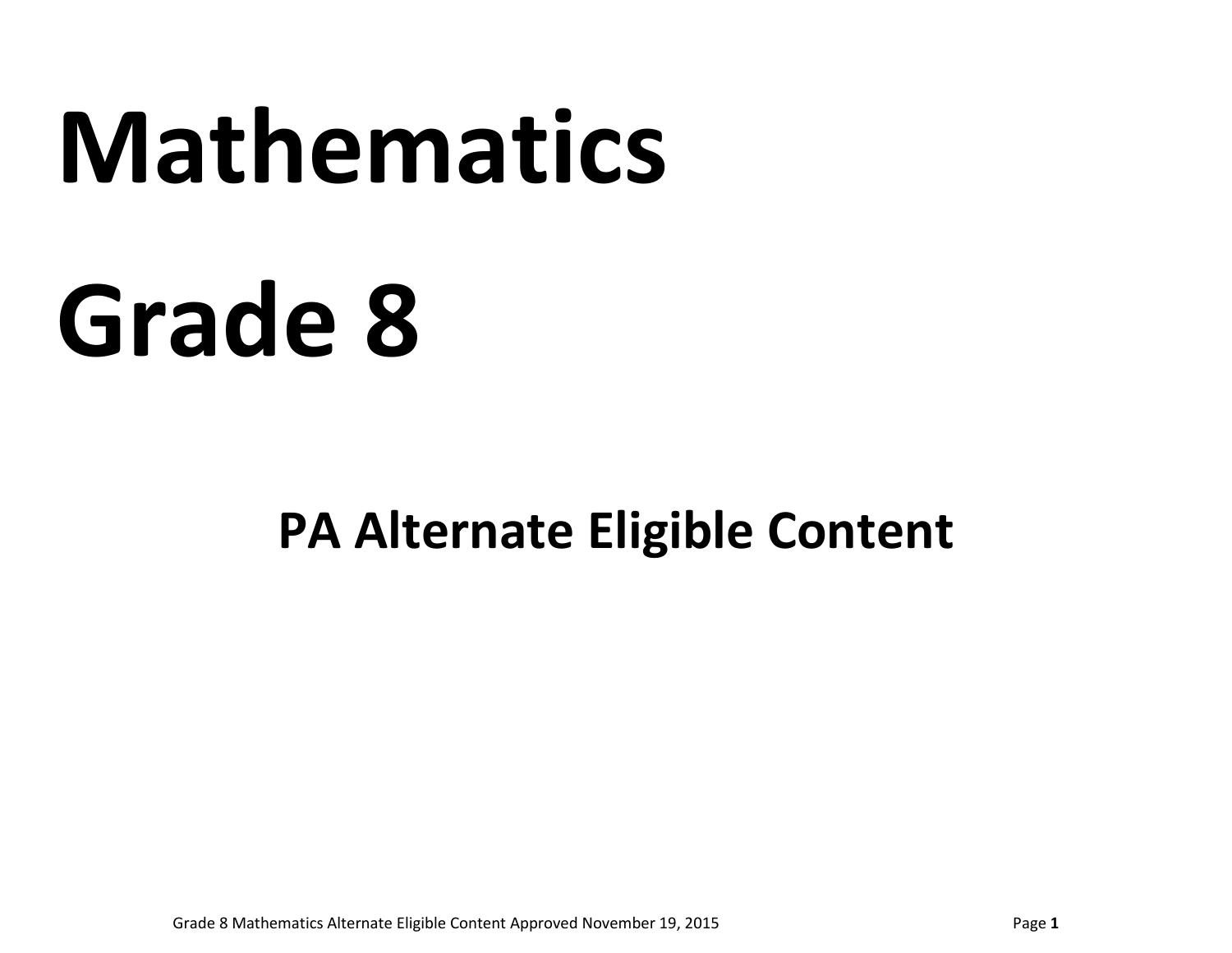# Mathematics

# Grade 8

## PA Alternate Eligible Content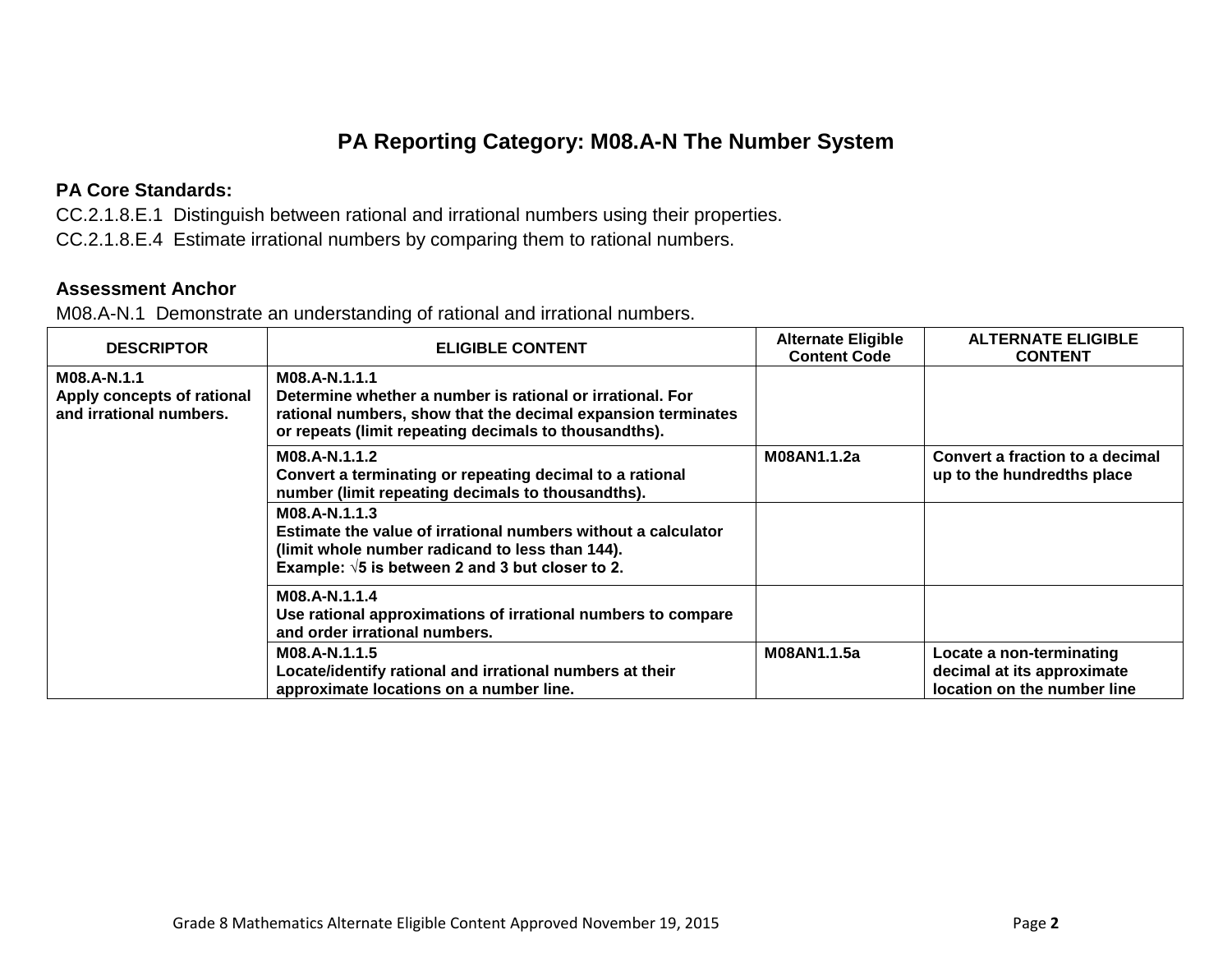# PA Reporting Category: M08.A-N The Number System

**PA Core Standards:**

CC.2.1.8.E.1 Distinguish between rational and irrational numbers using their properties.

CC.2.1.8.E.4 Estimate irrational numbers by comparing them to rational numbers.

**Assessment Anchor**

M08.A-N.1 Demonstrate an understanding of rational and irrational numbers.

| DESCRIPTOR | ELIGIBLE CONTENT | Alternate Eligible Content Code | ALTERNATE ELIGIBLE CONTENT |
|---|---|---|---|
| **M08.A-N.1.1** **Apply concepts of rational and irrational numbers.** | **M08.A-N.1.1.1** **Determine whether a number is rational or irrational. For rational numbers, show that the decimal expansion terminates or repeats (limit repeating decimals to thousandths).** | | |
| | **M08.A-N.1.1.2** **Convert a terminating or repeating decimal to a rational number (limit repeating decimals to thousandths).** | **M08AN1.1.2a** | **Convert a fraction to a decimal up to the hundredths place** |
| | **M08.A-N.1.1.3** **Estimate the value of irrational numbers without a calculator (limit whole number radicand to less than 144).** **Example: $\sqrt{5}$ is between 2 and 3 but closer to 2.** | | |
| | **M08.A-N.1.1.4** **Use rational approximations of irrational numbers to compare and order irrational numbers.** | | |
| | **M08.A-N.1.1.5** **Locate/identify rational and irrational numbers at their approximate locations on a number line.** | **M08AN1.1.5a** | **Locate a non-terminating decimal at its approximate location on the number line** |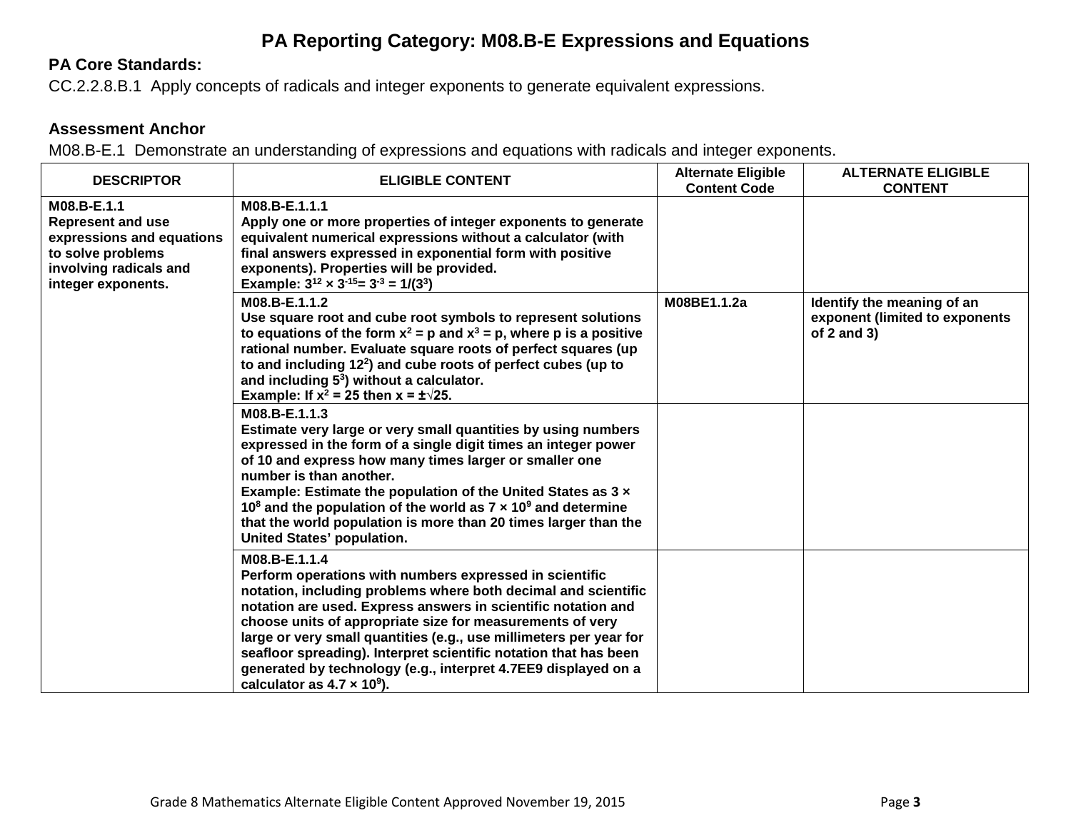# PA Reporting Category: M08.B-E Expressions and Equations

**PA Core Standards:**

CC.2.2.8.B.1 Apply concepts of radicals and integer exponents to generate equivalent expressions.

**Assessment Anchor**

M08.B-E.1 Demonstrate an understanding of expressions and equations with radicals and integer exponents.

| DESCRIPTOR | ELIGIBLE CONTENT | Alternate Eligible Content Code | ALTERNATE ELIGIBLE CONTENT |
|---|---|---|---|
| **M08.B-E.1.1** **Represent and use expressions and equations to solve problems involving radicals and integer exponents.** | **M08.B-E.1.1.1** **Apply one or more properties of integer exponents to generate equivalent numerical expressions without a calculator (with final answers expressed in exponential form with positive exponents). Properties will be provided.** **Example: $3^{12} \times 3^{-15} = 3^{-3} = 1/(3^3)$** | | |
| | **M08.B-E.1.1.2** **Use square root and cube root symbols to represent solutions to equations of the form $x^2 = p$ and $x^3 = p$, where p is a positive rational number. Evaluate square roots of perfect squares (up to and including $12^2$) and cube roots of perfect cubes (up to and including $5^3$) without a calculator.** **Example: If $x^2 = 25$ then $x = \pm\sqrt{25}$.** | **M08BE1.1.2a** | **Identify the meaning of an exponent (limited to exponents of 2 and 3)** |
| | **M08.B-E.1.1.3** **Estimate very large or very small quantities by using numbers expressed in the form of a single digit times an integer power of 10 and express how many times larger or smaller one number is than another.** **Example: Estimate the population of the United States as $3 \times 10^8$ and the population of the world as $7 \times 10^9$ and determine that the world population is more than 20 times larger than the United States' population.** | | |
| | **M08.B-E.1.1.4** **Perform operations with numbers expressed in scientific notation, including problems where both decimal and scientific notation are used. Express answers in scientific notation and choose units of appropriate size for measurements of very large or very small quantities (e.g., use millimeters per year for seafloor spreading). Interpret scientific notation that has been generated by technology (e.g., interpret 4.7EE9 displayed on a calculator as $4.7 \times 10^9$).** | | |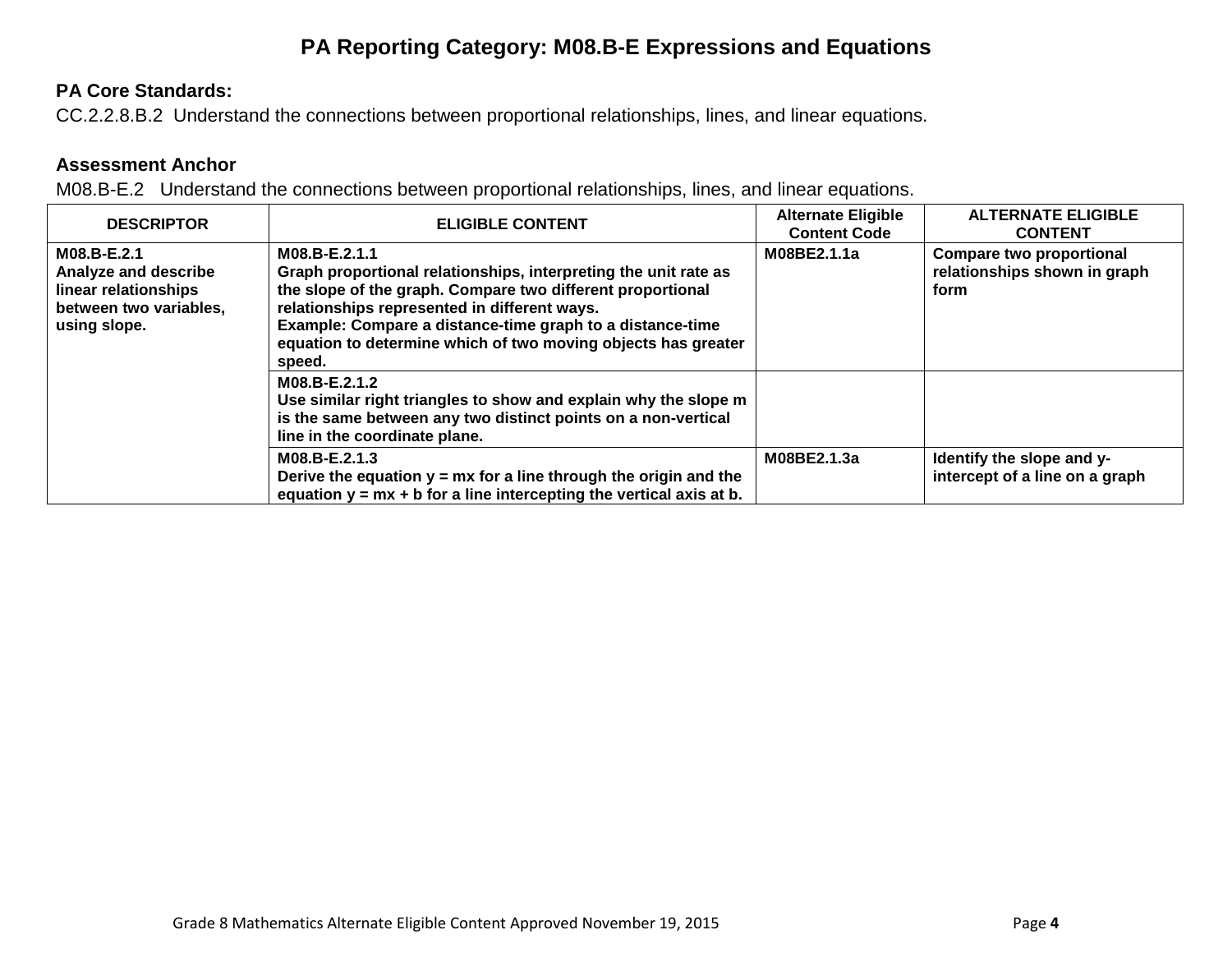# PA Reporting Category: M08.B-E Expressions and Equations

**PA Core Standards:**

CC.2.2.8.B.2 Understand the connections between proportional relationships, lines, and linear equations.

**Assessment Anchor**

M08.B-E.2 Understand the connections between proportional relationships, lines, and linear equations.

| DESCRIPTOR | ELIGIBLE CONTENT | Alternate Eligible Content Code | ALTERNATE ELIGIBLE CONTENT |
|---|---|---|---|
| **M08.B-E.2.1 Analyze and describe linear relationships between two variables, using slope.** | **M08.B-E.2.1.1 Graph proportional relationships, interpreting the unit rate as the slope of the graph. Compare two different proportional relationships represented in different ways. Example: Compare a distance-time graph to a distance-time equation to determine which of two moving objects has greater speed.** | **M08BE2.1.1a** | **Compare two proportional relationships shown in graph form** |
| | **M08.B-E.2.1.2 Use similar right triangles to show and explain why the slope m is the same between any two distinct points on a non-vertical line in the coordinate plane.** | | |
| | **M08.B-E.2.1.3 Derive the equation $y = mx$ for a line through the origin and the equation $y = mx + b$ for a line intercepting the vertical axis at b.** | **M08BE2.1.3a** | **Identify the slope and y-intercept of a line on a graph** |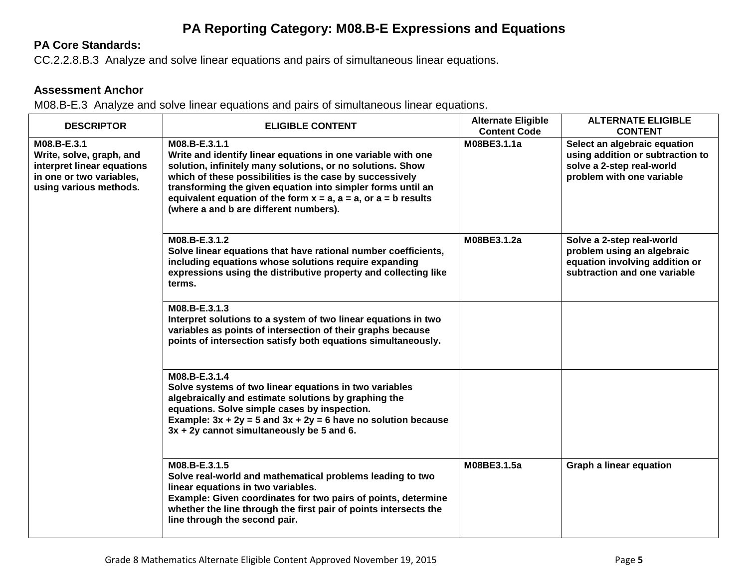# PA Reporting Category: M08.B-E Expressions and Equations

**PA Core Standards:**

CC.2.2.8.B.3 Analyze and solve linear equations and pairs of simultaneous linear equations.

**Assessment Anchor**

M08.B-E.3 Analyze and solve linear equations and pairs of simultaneous linear equations.

| DESCRIPTOR | ELIGIBLE CONTENT | Alternate Eligible Content Code | ALTERNATE ELIGIBLE CONTENT |
|---|---|---|---|
| **M08.B-E.3.1** **Write, solve, graph, and interpret linear equations in one or two variables, using various methods.** | **M08.B-E.3.1.1** **Write and identify linear equations in one variable with one solution, infinitely many solutions, or no solutions. Show which of these possibilities is the case by successively transforming the given equation into simpler forms until an equivalent equation of the form $x = a$, $a = a$, or $a = b$ results (where a and b are different numbers).** | **M08BE3.1.1a** | **Select an algebraic equation using addition or subtraction to solve a 2-step real-world problem with one variable** |
| | **M08.B-E.3.1.2** **Solve linear equations that have rational number coefficients, including equations whose solutions require expanding expressions using the distributive property and collecting like terms.** | **M08BE3.1.2a** | **Solve a 2-step real-world problem using an algebraic equation involving addition or subtraction and one variable** |
| | **M08.B-E.3.1.3** **Interpret solutions to a system of two linear equations in two variables as points of intersection of their graphs because points of intersection satisfy both equations simultaneously.** | | |
| | **M08.B-E.3.1.4** **Solve systems of two linear equations in two variables algebraically and estimate solutions by graphing the equations. Solve simple cases by inspection.** **Example: $3x + 2y = 5$ and $3x + 2y = 6$ have no solution because $3x + 2y$ cannot simultaneously be 5 and 6.** | | |
| | **M08.B-E.3.1.5** **Solve real-world and mathematical problems leading to two linear equations in two variables.** **Example: Given coordinates for two pairs of points, determine whether the line through the first pair of points intersects the line through the second pair.** | **M08BE3.1.5a** | **Graph a linear equation** |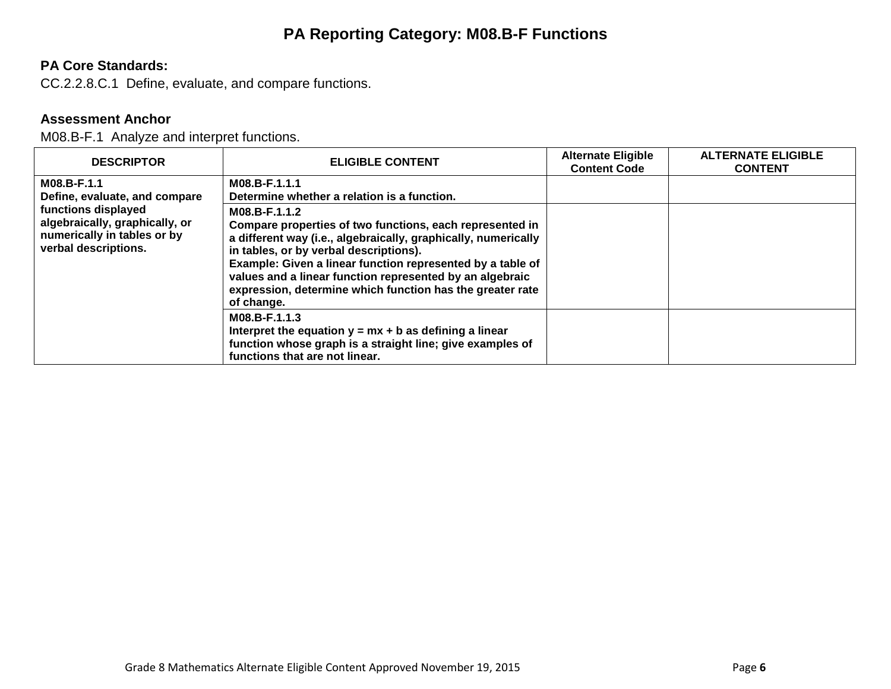# PA Reporting Category: M08.B-F Functions

**PA Core Standards:**

CC.2.2.8.C.1  Define, evaluate, and compare functions.

**Assessment Anchor**

M08.B-F.1  Analyze and interpret functions.

| DESCRIPTOR | ELIGIBLE CONTENT | Alternate Eligible Content Code | ALTERNATE ELIGIBLE CONTENT |
|---|---|---|---|
| **M08.B-F.1.1**<br>**Define, evaluate, and compare functions displayed algebraically, graphically, or numerically in tables or by verbal descriptions.** | **M08.B-F.1.1.1**<br>**Determine whether a relation is a function.** | | |
| | **M08.B-F.1.1.2**<br>**Compare properties of two functions, each represented in a different way (i.e., algebraically, graphically, numerically in tables, or by verbal descriptions).**<br>**Example: Given a linear function represented by a table of values and a linear function represented by an algebraic expression, determine which function has the greater rate of change.** | | |
| | **M08.B-F.1.1.3**<br>**Interpret the equation $y = mx + b$ as defining a linear function whose graph is a straight line; give examples of functions that are not linear.** | | |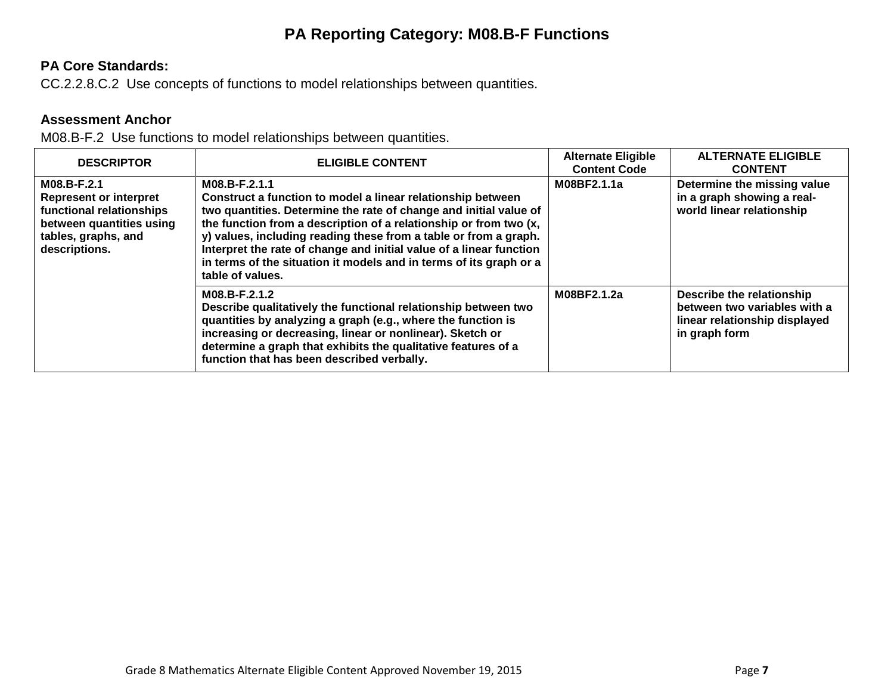# PA Reporting Category: M08.B-F Functions

**PA Core Standards:**

CC.2.2.8.C.2 Use concepts of functions to model relationships between quantities.

**Assessment Anchor**

M08.B-F.2 Use functions to model relationships between quantities.

| DESCRIPTOR | ELIGIBLE CONTENT | Alternate Eligible Content Code | ALTERNATE ELIGIBLE CONTENT |
|---|---|---|---|
| **M08.B-F.2.1** **Represent or interpret functional relationships between quantities using tables, graphs, and descriptions.** | **M08.B-F.2.1.1** **Construct a function to model a linear relationship between two quantities. Determine the rate of change and initial value of the function from a description of a relationship or from two (x, y) values, including reading these from a table or from a graph. Interpret the rate of change and initial value of a linear function in terms of the situation it models and in terms of its graph or a table of values.** | **M08BF2.1.1a** | **Determine the missing value in a graph showing a real-world linear relationship** |
| | **M08.B-F.2.1.2** **Describe qualitatively the functional relationship between two quantities by analyzing a graph (e.g., where the function is increasing or decreasing, linear or nonlinear). Sketch or determine a graph that exhibits the qualitative features of a function that has been described verbally.** | **M08BF2.1.2a** | **Describe the relationship between two variables with a linear relationship displayed in graph form** |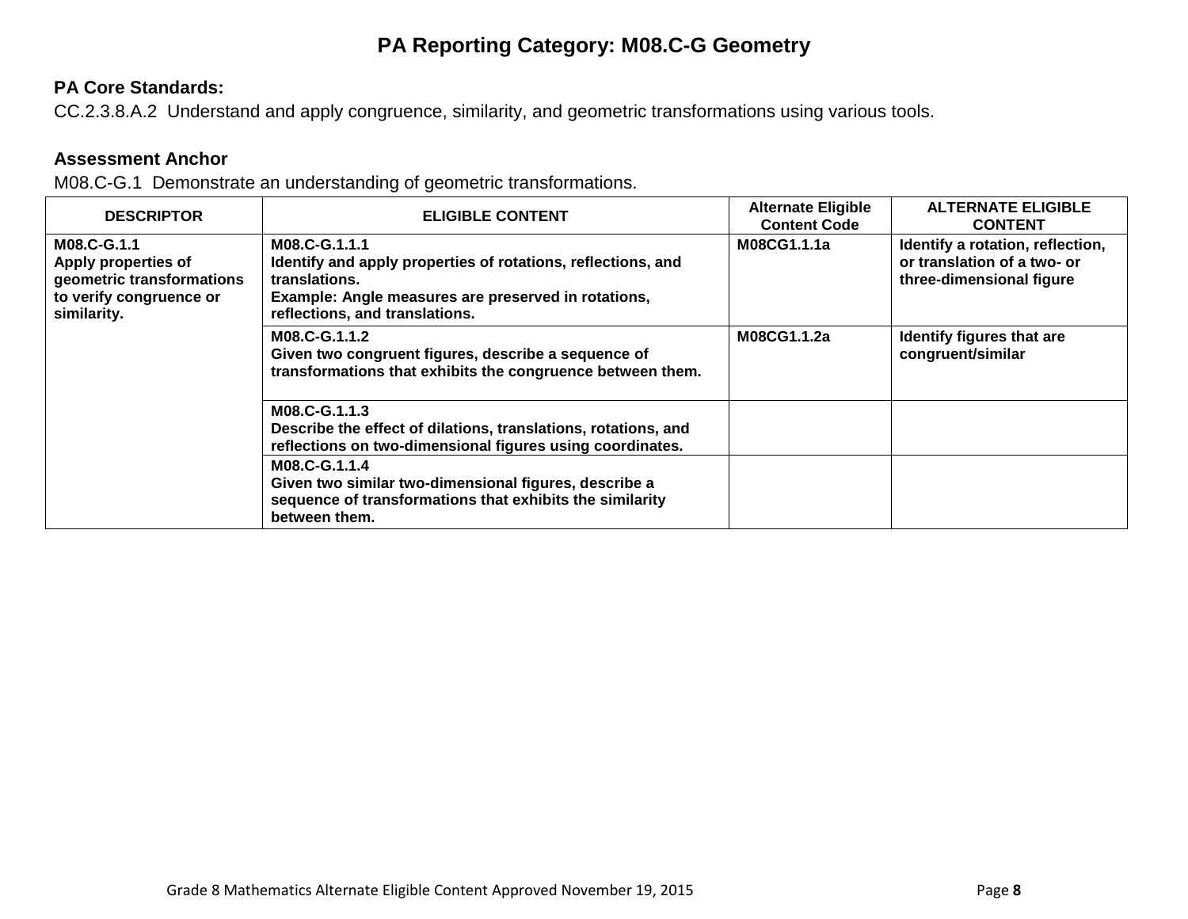# PA Reporting Category: M08.C-G Geometry

**PA Core Standards:**

CC.2.3.8.A.2 Understand and apply congruence, similarity, and geometric transformations using various tools.

**Assessment Anchor**

M08.C-G.1 Demonstrate an understanding of geometric transformations.

| DESCRIPTOR | ELIGIBLE CONTENT | Alternate Eligible Content Code | ALTERNATE ELIGIBLE CONTENT |
|---|---|---|---|
| **M08.C-G.1.1 Apply properties of geometric transformations to verify congruence or similarity.** | **M08.C-G.1.1.1 Identify and apply properties of rotations, reflections, and translations. Example: Angle measures are preserved in rotations, reflections, and translations.** | **M08CG1.1.1a** | **Identify a rotation, reflection, or translation of a two- or three-dimensional figure** |
| | **M08.C-G.1.1.2 Given two congruent figures, describe a sequence of transformations that exhibits the congruence between them.** | **M08CG1.1.2a** | **Identify figures that are congruent/similar** |
| | **M08.C-G.1.1.3 Describe the effect of dilations, translations, rotations, and reflections on two-dimensional figures using coordinates.** | | |
| | **M08.C-G.1.1.4 Given two similar two-dimensional figures, describe a sequence of transformations that exhibits the similarity between them.** | | |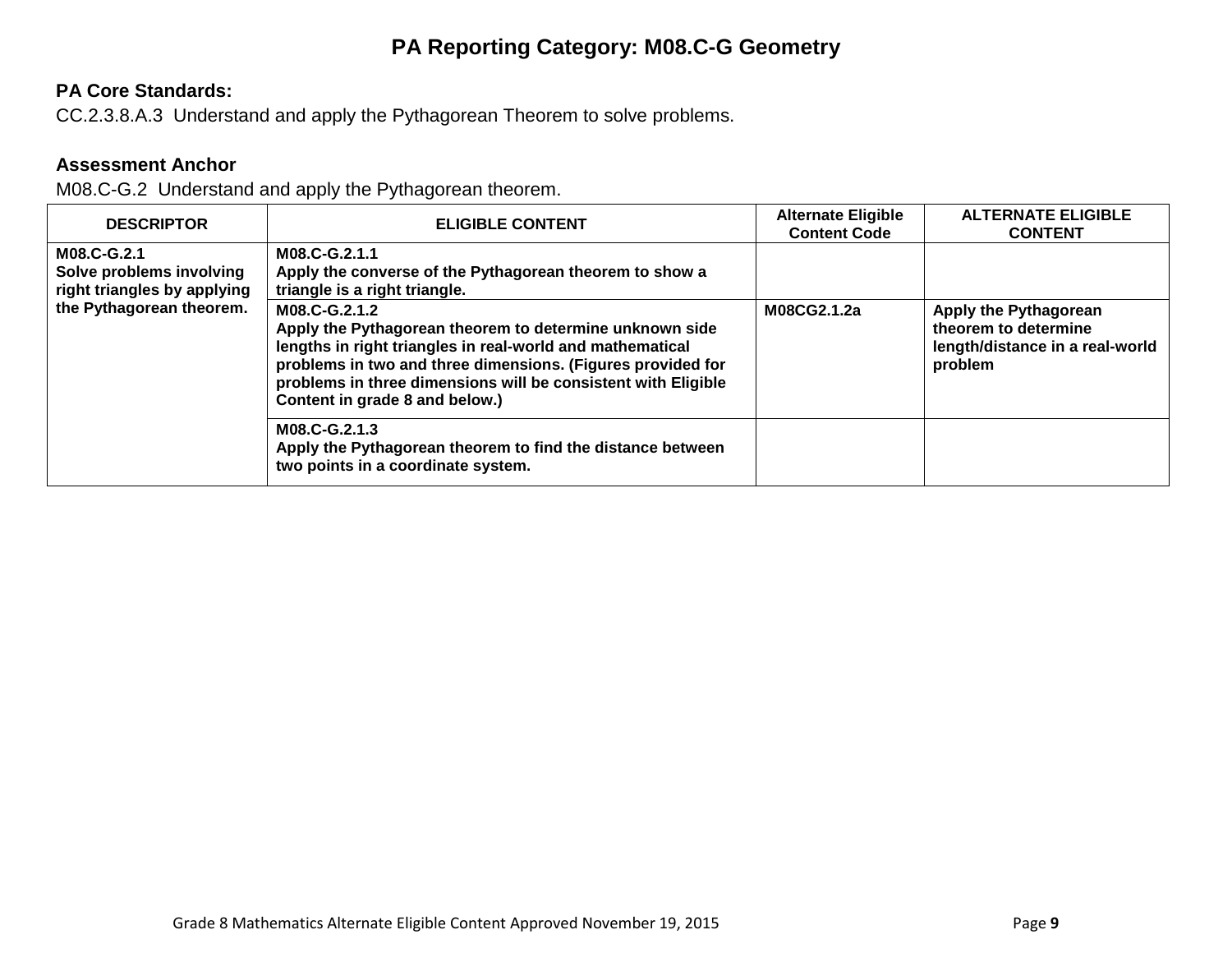# PA Reporting Category: M08.C-G Geometry

**PA Core Standards:**

CC.2.3.8.A.3 Understand and apply the Pythagorean Theorem to solve problems.

**Assessment Anchor**

M08.C-G.2 Understand and apply the Pythagorean theorem.

| DESCRIPTOR | ELIGIBLE CONTENT | Alternate Eligible Content Code | ALTERNATE ELIGIBLE CONTENT |
|---|---|---|---|
| **M08.C-G.2.1** **Solve problems involving right triangles by applying the Pythagorean theorem.** | **M08.C-G.2.1.1** **Apply the converse of the Pythagorean theorem to show a triangle is a right triangle.** | | |
| | **M08.C-G.2.1.2** **Apply the Pythagorean theorem to determine unknown side lengths in right triangles in real-world and mathematical problems in two and three dimensions. (Figures provided for problems in three dimensions will be consistent with Eligible Content in grade 8 and below.)** | **M08CG2.1.2a** | **Apply the Pythagorean theorem to determine length/distance in a real-world problem** |
| | **M08.C-G.2.1.3** **Apply the Pythagorean theorem to find the distance between two points in a coordinate system.** | | |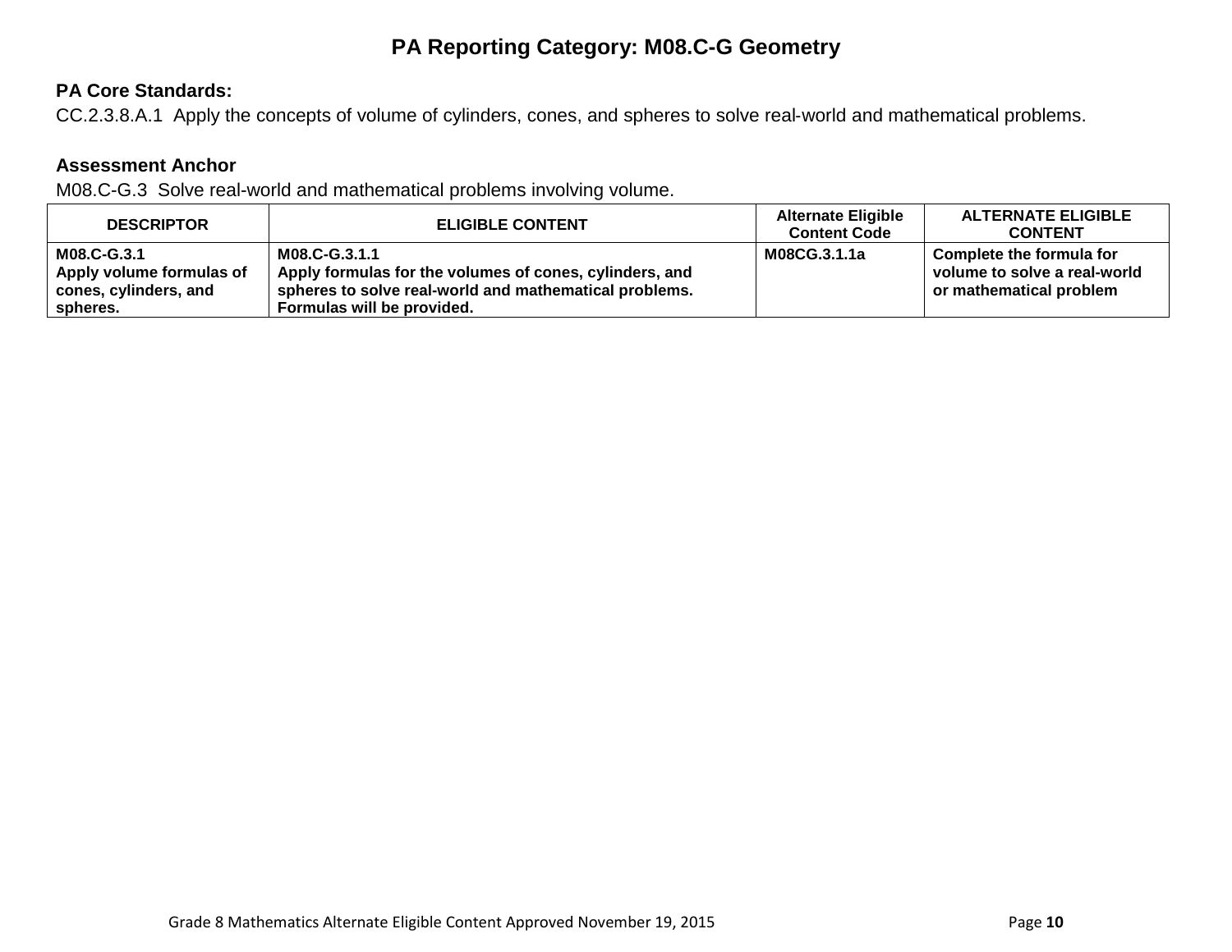# PA Reporting Category: M08.C-G Geometry

**PA Core Standards:**
CC.2.3.8.A.1 Apply the concepts of volume of cylinders, cones, and spheres to solve real-world and mathematical problems.

**Assessment Anchor**
M08.C-G.3 Solve real-world and mathematical problems involving volume.

| DESCRIPTOR | ELIGIBLE CONTENT | Alternate Eligible Content Code | ALTERNATE ELIGIBLE CONTENT |
|---|---|---|---|
| **M08.C-G.3.1** **Apply volume formulas of cones, cylinders, and spheres.** | **M08.C-G.3.1.1** **Apply formulas for the volumes of cones, cylinders, and spheres to solve real-world and mathematical problems. Formulas will be provided.** | **M08CG.3.1.1a** | **Complete the formula for volume to solve a real-world or mathematical problem** |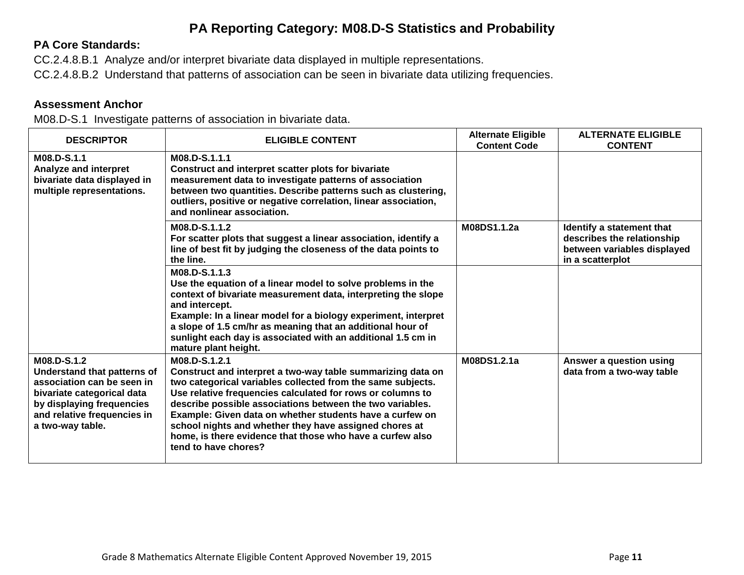# PA Reporting Category: M08.D-S Statistics and Probability

**PA Core Standards:**

CC.2.4.8.B.1 Analyze and/or interpret bivariate data displayed in multiple representations.

CC.2.4.8.B.2 Understand that patterns of association can be seen in bivariate data utilizing frequencies.

**Assessment Anchor**

M08.D-S.1 Investigate patterns of association in bivariate data.

| DESCRIPTOR | ELIGIBLE CONTENT | Alternate Eligible Content Code | ALTERNATE ELIGIBLE CONTENT |
|---|---|---|---|
| **M08.D-S.1.1** **Analyze and interpret bivariate data displayed in multiple representations.** | **M08.D-S.1.1.1** **Construct and interpret scatter plots for bivariate measurement data to investigate patterns of association between two quantities. Describe patterns such as clustering, outliers, positive or negative correlation, linear association, and nonlinear association.** | | |
| | **M08.D-S.1.1.2** **For scatter plots that suggest a linear association, identify a line of best fit by judging the closeness of the data points to the line.** | **M08DS1.1.2a** | **Identify a statement that describes the relationship between variables displayed in a scatterplot** |
| | **M08.D-S.1.1.3** **Use the equation of a linear model to solve problems in the context of bivariate measurement data, interpreting the slope and intercept.** **Example: In a linear model for a biology experiment, interpret a slope of 1.5 cm/hr as meaning that an additional hour of sunlight each day is associated with an additional 1.5 cm in mature plant height.** | | |
| **M08.D-S.1.2** **Understand that patterns of association can be seen in bivariate categorical data by displaying frequencies and relative frequencies in a two-way table.** | **M08.D-S.1.2.1** **Construct and interpret a two-way table summarizing data on two categorical variables collected from the same subjects. Use relative frequencies calculated for rows or columns to describe possible associations between the two variables.** **Example: Given data on whether students have a curfew on school nights and whether they have assigned chores at home, is there evidence that those who have a curfew also tend to have chores?** | **M08DS1.2.1a** | **Answer a question using data from a two-way table** |